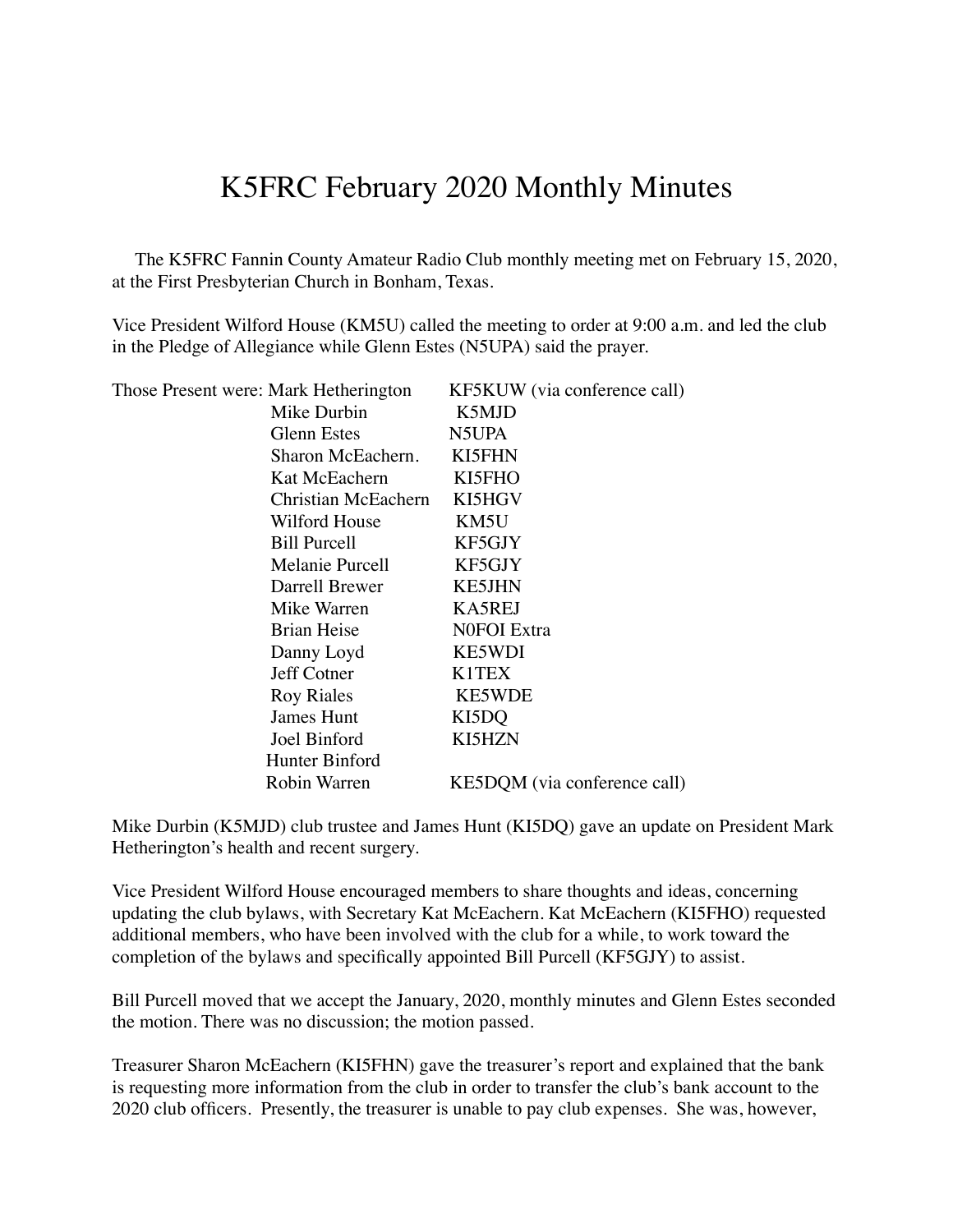# K5FRC February 2020 Monthly Minutes

The K5FRC Fannin County Amateur Radio Club monthly meeting met on February 15, 2020, at the First Presbyterian Church in Bonham, Texas.

Vice President Wilford House (KM5U) called the meeting to order at 9:00 a.m. and led the club in the Pledge of Allegiance while Glenn Estes (N5UPA) said the prayer.

Those Present were:

| Name | Call Sign |
|---|---|
| Mark Hetherington | KF5KUW (via conference call) |
| Mike Durbin | K5MJD |
| Glenn Estes | N5UPA |
| Sharon McEachern. | KI5FHN |
| Kat McEachern | KI5FHO |
| Christian McEachern | KI5HGV |
| Wilford House | KM5U |
| Bill Purcell | KF5GJY |
| Melanie Purcell | KF5GJY |
| Darrell Brewer | KE5JHN |
| Mike Warren | KA5REJ |
| Brian Heise | N0FOI Extra |
| Danny Loyd | KE5WDI |
| Jeff Cotner | K1TEX |
| Roy Riales | KE5WDE |
| James Hunt | KI5DQ |
| Joel Binford | KI5HZN |
| Hunter Binford | |
| Robin Warren | KE5DQM (via conference call) |

Mike Durbin (K5MJD) club trustee and James Hunt (KI5DQ) gave an update on President Mark Hetherington's health and recent surgery.

Vice President Wilford House encouraged members to share thoughts and ideas, concerning updating the club bylaws, with Secretary Kat McEachern. Kat McEachern (KI5FHO) requested additional members, who have been involved with the club for a while, to work toward the completion of the bylaws and specifically appointed Bill Purcell (KF5GJY) to assist.

Bill Purcell moved that we accept the January, 2020, monthly minutes and Glenn Estes seconded the motion. There was no discussion; the motion passed.

Treasurer Sharon McEachern (KI5FHN) gave the treasurer's report and explained that the bank is requesting more information from the club in order to transfer the club's bank account to the 2020 club officers. Presently, the treasurer is unable to pay club expenses. She was, however,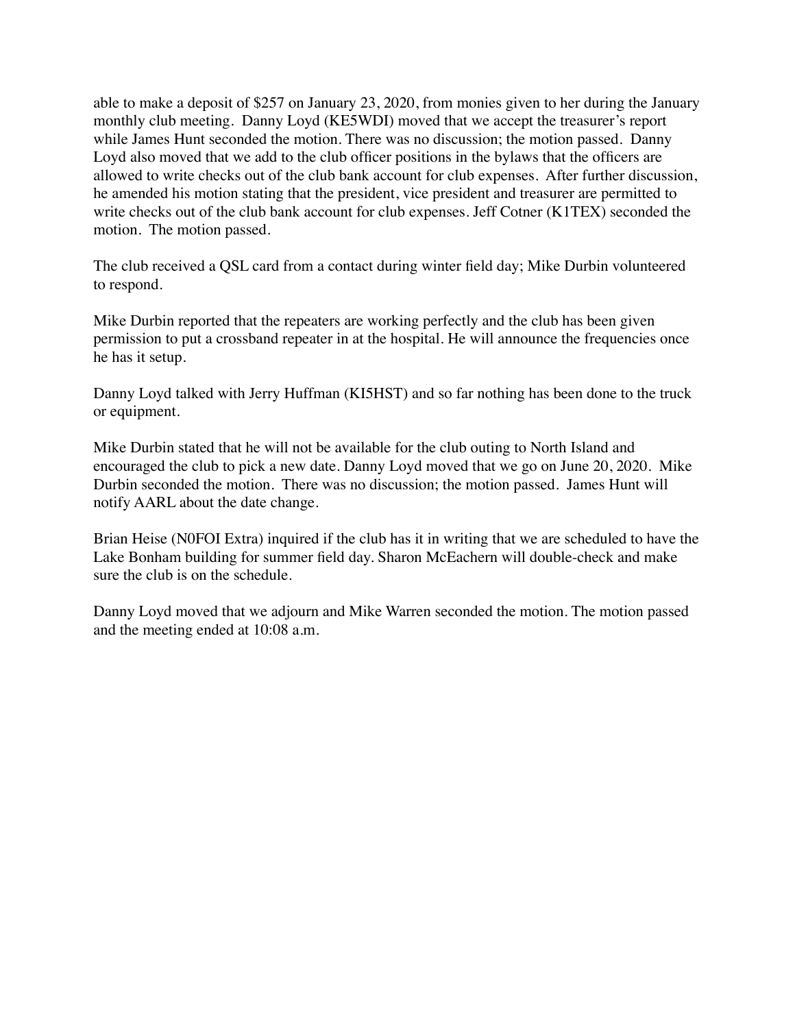able to make a deposit of $257 on January 23, 2020, from monies given to her during the January monthly club meeting. Danny Loyd (KE5WDI) moved that we accept the treasurer's report while James Hunt seconded the motion. There was no discussion; the motion passed. Danny Loyd also moved that we add to the club officer positions in the bylaws that the officers are allowed to write checks out of the club bank account for club expenses. After further discussion, he amended his motion stating that the president, vice president and treasurer are permitted to write checks out of the club bank account for club expenses. Jeff Cotner (K1TEX) seconded the motion. The motion passed.

The club received a QSL card from a contact during winter field day; Mike Durbin volunteered to respond.

Mike Durbin reported that the repeaters are working perfectly and the club has been given permission to put a crossband repeater in at the hospital. He will announce the frequencies once he has it setup.

Danny Loyd talked with Jerry Huffman (KI5HST) and so far nothing has been done to the truck or equipment.

Mike Durbin stated that he will not be available for the club outing to North Island and encouraged the club to pick a new date. Danny Loyd moved that we go on June 20, 2020. Mike Durbin seconded the motion. There was no discussion; the motion passed. James Hunt will notify AARL about the date change.

Brian Heise (N0FOI Extra) inquired if the club has it in writing that we are scheduled to have the Lake Bonham building for summer field day. Sharon McEachern will double-check and make sure the club is on the schedule.

Danny Loyd moved that we adjourn and Mike Warren seconded the motion. The motion passed and the meeting ended at 10:08 a.m.